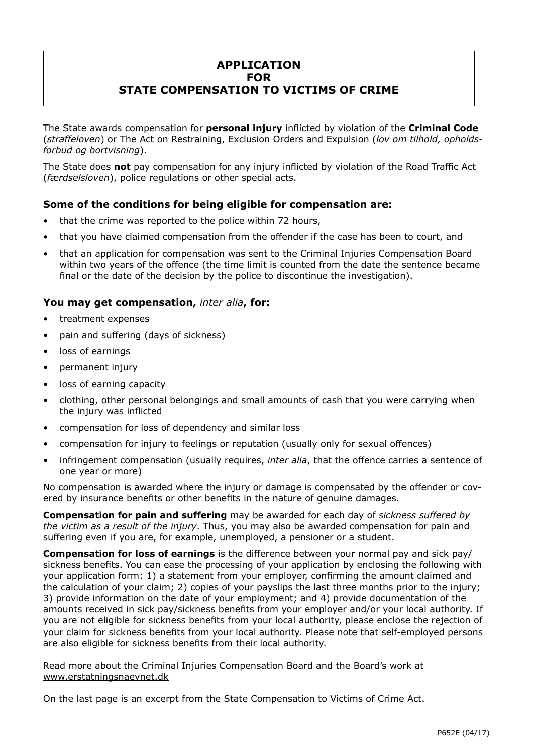# APPLICATION FOR STATE COMPENSATION TO VICTIMS OF CRIME

The State awards compensation for **personal injury** inflicted by violation of the **Criminal Code** (*straffeloven*) or The Act on Restraining, Exclusion Orders and Expulsion (*lov om tilhold, opholdsforbud og bortvisning*).

The State does **not** pay compensation for any injury inflicted by violation of the Road Traffic Act (*færdselsloven*), police regulations or other special acts.

### Some of the conditions for being eligible for compensation are:

- that the crime was reported to the police within 72 hours,
- that you have claimed compensation from the offender if the case has been to court, and
- that an application for compensation was sent to the Criminal Injuries Compensation Board within two years of the offence (the time limit is counted from the date the sentence became final or the date of the decision by the police to discontinue the investigation).

### You may get compensation, *inter alia*, for:

- treatment expenses
- pain and suffering (days of sickness)
- loss of earnings
- permanent injury
- loss of earning capacity
- clothing, other personal belongings and small amounts of cash that you were carrying when the injury was inflicted
- compensation for loss of dependency and similar loss
- compensation for injury to feelings or reputation (usually only for sexual offences)
- infringement compensation (usually requires, *inter alia*, that the offence carries a sentence of one year or more)

No compensation is awarded where the injury or damage is compensated by the offender or covered by insurance benefits or other benefits in the nature of genuine damages.

**Compensation for pain and suffering** may be awarded for each day of *sickness suffered by the victim as a result of the injury*. Thus, you may also be awarded compensation for pain and suffering even if you are, for example, unemployed, a pensioner or a student.

**Compensation for loss of earnings** is the difference between your normal pay and sick pay/sickness benefits. You can ease the processing of your application by enclosing the following with your application form: 1) a statement from your employer, confirming the amount claimed and the calculation of your claim; 2) copies of your payslips the last three months prior to the injury; 3) provide information on the date of your employment; and 4) provide documentation of the amounts received in sick pay/sickness benefits from your employer and/or your local authority. If you are not eligible for sickness benefits from your local authority, please enclose the rejection of your claim for sickness benefits from your local authority. Please note that self-employed persons are also eligible for sickness benefits from their local authority.

Read more about the Criminal Injuries Compensation Board and the Board's work at www.erstatningsnaevnet.dk

On the last page is an excerpt from the State Compensation to Victims of Crime Act.

P652E (04/17)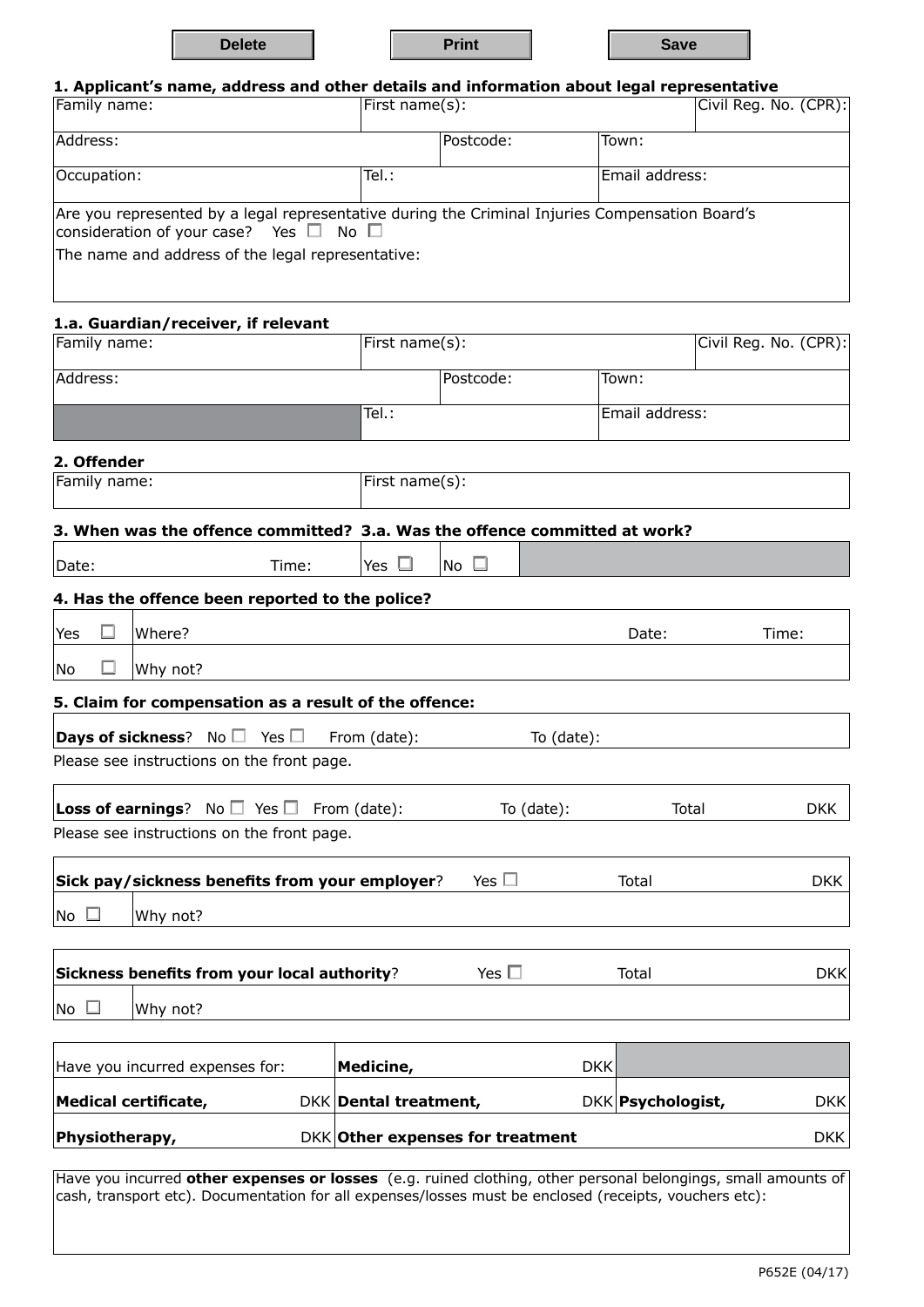Delete | Print | Save

## 1. Applicant's name, address and other details and information about legal representative

| Family name: | First name(s): | | Civil Reg. No. (CPR): |
|---|---|---|---|
| Address: | Postcode: | Town: | |
| Occupation: | Tel.: | Email address: | |

Are you represented by a legal representative during the Criminal Injuries Compensation Board's consideration of your case? Yes ☐ No ☐

The name and address of the legal representative:

## 1.a. Guardian/receiver, if relevant

| Family name: | First name(s): | | Civil Reg. No. (CPR): |
|---|---|---|---|
| Address: | Postcode: | Town: | |
| | Tel.: | Email address: | |

## 2. Offender

| Family name: | First name(s): |
|---|---|

## 3. When was the offence committed? 3.a. Was the offence committed at work?

| Date: | Time: | Yes ☐ | No ☐ |
|---|---|---|---|

## 4. Has the offence been reported to the police?

| Yes ☐ | Where? | Date: | Time: |
|---|---|---|---|
| No ☐ | Why not? | | |

## 5. Claim for compensation as a result of the offence:

**Days of sickness**? No ☐ Yes ☐ From (date): To (date):

Please see instructions on the front page.

**Loss of earnings**? No ☐ Yes ☐ From (date): To (date): Total DKK

Please see instructions on the front page.

| **Sick pay/sickness benefits from your employer**? | Yes ☐ | Total | DKK |
|---|---|---|---|
| No ☐ | Why not? | | |

| **Sickness benefits from your local authority**? | Yes ☐ | Total | DKK |
|---|---|---|---|
| No ☐ | Why not? | | |

| Have you incurred expenses for: | **Medicine,** DKK | |
|---|---|---|
| **Medical certificate,** DKK | **Dental treatment,** DKK | **Psychologist,** DKK |
| **Physiotherapy,** DKK | **Other expenses for treatment** | DKK |

Have you incurred **other expenses or losses** (e.g. ruined clothing, other personal belongings, small amounts of cash, transport etc). Documentation for all expenses/losses must be enclosed (receipts, vouchers etc):

P652E (04/17)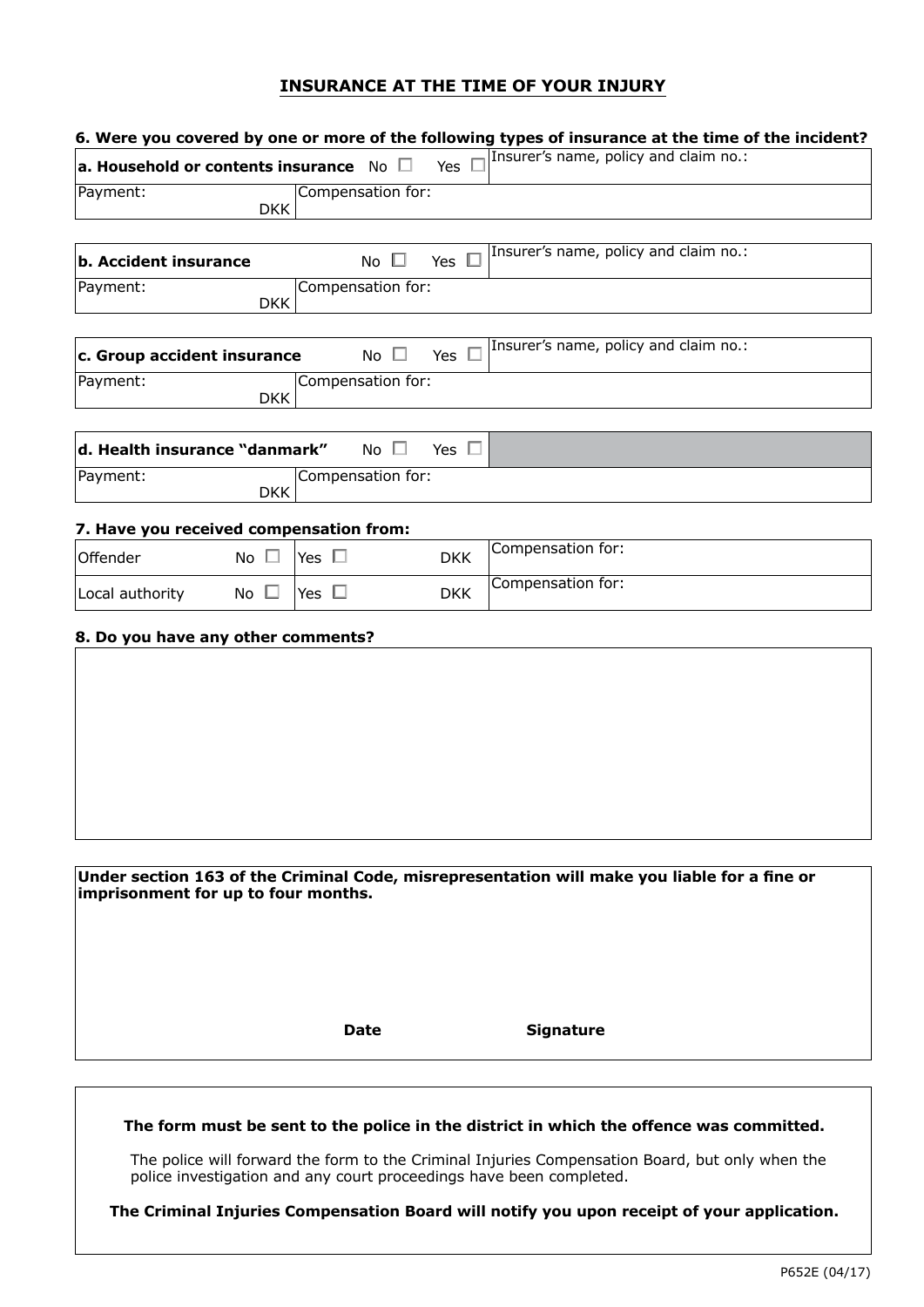## INSURANCE AT THE TIME OF YOUR INJURY

### 6. Were you covered by one or more of the following types of insurance at the time of the incident?

| **a. Household or contents insurance** No ☐ Yes ☐ | Insurer's name, policy and claim no.: |
|---|---|
| Payment: DKK | Compensation for: |

| **b. Accident insurance** No ☐ Yes ☐ | Insurer's name, policy and claim no.: |
|---|---|
| Payment: DKK | Compensation for: |

| **c. Group accident insurance** No ☐ Yes ☐ | Insurer's name, policy and claim no.: |
|---|---|
| Payment: DKK | Compensation for: |

| **d. Health insurance "danmark"** No ☐ Yes ☐ | |
|---|---|
| Payment: DKK | Compensation for: |

### 7. Have you received compensation from:

| | | | | |
|---|---|---|---|---|
| Offender | No ☐ | Yes ☐ | DKK | Compensation for: |
| Local authority | No ☐ | Yes ☐ | DKK | Compensation for: |

### 8. Do you have any other comments?

**Under section 163 of the Criminal Code, misrepresentation will make you liable for a fine or imprisonment for up to four months.**

**Date** **Signature**

**The form must be sent to the police in the district in which the offence was committed.**

The police will forward the form to the Criminal Injuries Compensation Board, but only when the police investigation and any court proceedings have been completed.

**The Criminal Injuries Compensation Board will notify you upon receipt of your application.**

P652E (04/17)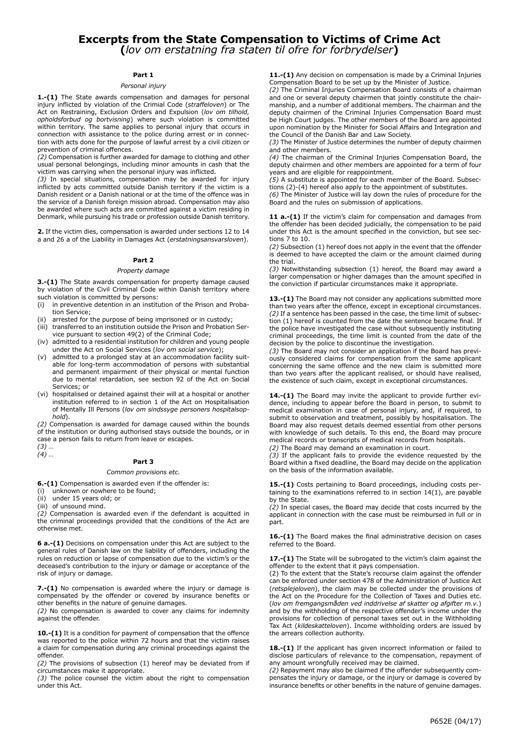# Excerpts from the State Compensation to Victims of Crime Act
## (*lov om erstatning fra staten til ofre for forbrydelser*)

### Part 1

*Personal injury*

**1.-(1)** The State awards compensation and damages for personal injury inflicted by violation of the Crimial Code (*straffeloven*) or The Act on Restraining, Exclusion Orders and Expulsion (*lov om tilhold, opholdsforbud og bortvisning*) where such violation is committed within territory. The same applies to personal injury that occurs in connection with assistance to the police during arrest or in connection with acts done for the purpose of lawful arrest by a civil citizen or prevention of criminal offences.

*(2)* Compensation is further awarded for damage to clothing and other usual personal belongings, including minor amounts in cash that the victim was carrying when the personal injury was inflicted.

*(3)* In special situations, compensation may be awarded for injury inflicted by acts committed outside Danish territory if the victim is a Danish resident or a Danish national or at the time of the offence was in the service of a Danish foreign mission abroad. Compensation may also be awarded where such acts are committed against a victim residing in Denmark, while pursuing his trade or profession outside Danish territory.

**2.** If the victim dies, compensation is awarded under sections 12 to 14 a and 26 a of the Liability in Damages Act (*erstatningsansvarsloven*).

### Part 2

*Property damage*

**3.-(1)** The State awards compensation for property damage caused by violation of the Civil Criminal Code within Danish territory where such violation is committed by persons:

(i) in preventive detention in an institution of the Prison and Probation Service;
(ii) arrested for the purpose of being imprisoned or in custody;
(iii) transferred to an institution outside the Prison and Probation Service pursuant to section 49(2) of the Criminal Code;
(iv) admitted to a residential institution for children and young people under the Act on Social Services (*lov om social service*);
(v) admitted to a prolonged stay at an accommodation facility suitable for long-term accommodation of persons with substantial and permanent impairment of their physical or mental function due to mental retardation, see section 92 of the Act on Social Services; or
(vi) hospitalised or detained against their will at a hospital or another institution referred to in section 1 of the Act on Hospitalisation of Mentally Ill Persons (*lov om sindssyge personers hospitalsophold*).

*(2)* Compensation is awarded for damage caused within the bounds of the institution or during authorised stays outside the bounds, or in case a person fails to return from leave or escapes.

*(3) …*

*(4) …*

### Part 3

*Common provisions etc.*

**6.-(1)** Compensation is awarded even if the offender is:

(i) unknown or nowhere to be found;
(ii) under 15 years old; or
(iii) of unsound mind.

*(2)* Compensation is awarded even if the defendant is acquitted in the criminal proceedings provided that the conditions of the Act are otherwise met.

**6 a.-(1)** Decisions on compensation under this Act are subject to the general rules of Danish law on the liability of offenders, including the rules on reduction or lapse of compensation due to the victim's or the deceased's contribution to the injury or damage or acceptance of the risk of injury or damage.

**7.-(1)** No compensation is awarded where the injury or damage is compensated by the offender or covered by insurance benefits or other benefits in the nature of genuine damages.

*(2)* No compensation is awarded to cover any claims for indemnity against the offender.

**10.-(1)** It is a condition for payment of compensation that the offence was reported to the police within 72 hours and that the victim raises a claim for compensation during any criminal proceedings against the offender.

*(2)* The provisions of subsection (1) hereof may be deviated from if circumstances make it appropriate.

*(3)* The police counsel the victim about the right to compensation under this Act.

**11.-(1)** Any decision on compensation is made by a Criminal Injuries Compensation Board to be set up by the Minister of Justice.

*(2)* The Criminal Injuries Compensation Board consists of a chairman and one or several deputy chairmen that jointly constitute the chairmanship, and a number of additional members. The chairman and the deputy chairmen of the Criminal Injuries Compensation Board must be High Court judges. The other members of the Board are appointed upon nomination by the Minister for Social Affairs and Integration and the Council of the Danish Bar and Law Society.

*(3)* The Minister of Justice determines the number of deputy chairmen and other members.

*(4)* The chairman of the Criminal Injuries Compensation Board, the deputy chairmen and other members are appointed for a term of four years and are eligible for reappointment.

*(5)* A substitute is appointed for each member of the Board. Subsections (2)-(4) hereof also apply to the appointment of substitutes.

*(6)* The Minister of Justice will lay down the rules of procedure for the Board and the rules on submission of applications.

**11 a.-(1)** If the victim's claim for compensation and damages from the offender has been decided judicially, the compensation to be paid under this Act is the amount specified in the conviction, but see sections 7 to 10.

*(2)* Subsection (1) hereof does not apply in the event that the offender is deemed to have accepted the claim or the amount claimed during the trial.

*(3)* Notwithstanding subsection (1) hereof, the Board may award a larger compensation or higher damages than the amount specified in the conviction if particular circumstances make it appropriate.

**13.-(1)** The Board may not consider any applications submitted more than two years after the offence, except in exceptional circumstances.

*(2)* If a sentence has been passed in the case, the time limit of subsection (1) hereof is counted from the date the sentence became final. If the police have investigated the case without subsequently instituting criminal proceedings, the time limit is counted from the date of the decision by the police to discontinue the investigation.

*(3)* The Board may not consider an application if the Board has previously considered claims for compensation from the same applicant concerning the same offence and the new claim is submitted more than two years after the applicant realised, or should have realised, the existence of such claim, except in exceptional circumstances.

**14.-(1)** The Board may invite the applicant to provide further evidence, including to appear before the Board in person, to submit to medical examination in case of personal injury, and, if required, to submit to observation and treatment, possibly by hospitalisation. The Board may also request details deemed essential from other persons with knowledge of such details. To this end, the Board may procure medical records or transcripts of medical records from hospitals.

*(2)* The Board may demand an examination in court.

*(3)* If the applicant fails to provide the evidence requested by the Board within a fixed deadline, the Board may decide on the application on the basis of the information available.

**15.-(1)** Costs pertaining to Board proceedings, including costs pertaining to the examinations referred to in section 14(1), are payable by the State.

*(2)* In special cases, the Board may decide that costs incurred by the applicant in connection with the case must be reimbursed in full or in part.

**16.-(1)** The Board makes the final administrative decision on cases referred to the Board.

**17.-(1)** The State will be subrogated to the victim's claim against the offender to the extent that it pays compensation.

(2) To the extent that the State's recourse claim against the offender can be enforced under section 478 of the Administration of Justice Act (*retsplejeloven*), the claim may be collected under the provisions of the Act on the Procedure for the Collection of Taxes and Duties etc. (*lov om fremgangsmåden ved inddrivelse af skatter og afgifter m.v.*) and by the withholding of the respective offender's income under the provisions for collection of personal taxes set out in the Withholding Tax Act (*kildeskatteloven*). Income withholding orders are issued by the arrears collection authority.

**18.-(1)** If the applicant has given incorrect information or failed to disclose particulars of relevance to the compensation, repayment of any amount wrongfully received may be claimed.

*(2)* Repayment may also be claimed if the offender subsequently compensates the injury or damage, or the injury or damage is covered by insurance benefits or other benefits in the nature of genuine damages.

P652E (04/17)